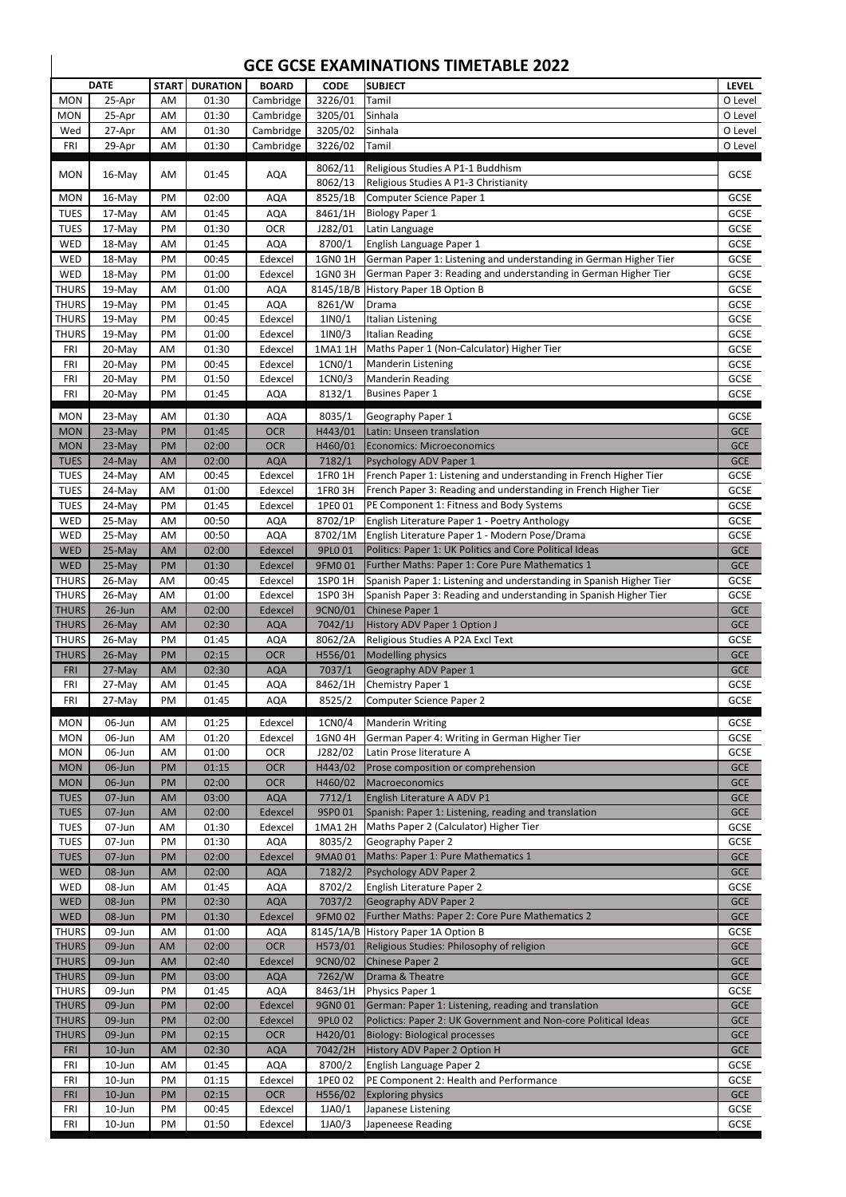# GCE GCSE EXAMINATIONS TIMETABLE 2022

| DATE | | START | DURATION | BOARD | CODE | SUBJECT | LEVEL |
|---|---|---|---|---|---|---|---|
| MON | 25-Apr | AM | 01:30 | Cambridge | 3226/01 | Tamil | O Level |
| MON | 25-Apr | AM | 01:30 | Cambridge | 3205/01 | Sinhala | O Level |
| Wed | 27-Apr | AM | 01:30 | Cambridge | 3205/02 | Sinhala | O Level |
| FRI | 29-Apr | AM | 01:30 | Cambridge | 3226/02 | Tamil | O Level |
| MON | 16-May | AM | 01:45 | AQA | 8062/11 | Religious Studies A P1-1 Buddhism | GCSE |
| | | | | | 8062/13 | Religious Studies A P1-3 Christianity | |
| MON | 16-May | PM | 02:00 | AQA | 8525/1B | Computer Science Paper 1 | GCSE |
| TUES | 17-May | AM | 01:45 | AQA | 8461/1H | Biology Paper 1 | GCSE |
| TUES | 17-May | PM | 01:30 | OCR | J282/01 | Latin Language | GCSE |
| WED | 18-May | AM | 01:45 | AQA | 8700/1 | English Language Paper 1 | GCSE |
| WED | 18-May | PM | 00:45 | Edexcel | 1GN0 1H | German Paper 1: Listening and understanding in German Higher Tier | GCSE |
| WED | 18-May | PM | 01:00 | Edexcel | 1GN0 3H | German Paper 3: Reading and understanding in German Higher Tier | GCSE |
| THURS | 19-May | AM | 01:00 | AQA | 8145/1B/B | History Paper 1B Option B | GCSE |
| THURS | 19-May | PM | 01:45 | AQA | 8261/W | Drama | GCSE |
| THURS | 19-May | PM | 00:45 | Edexcel | 1IN0/1 | Italian Listening | GCSE |
| THURS | 19-May | PM | 01:00 | Edexcel | 1IN0/3 | Italian Reading | GCSE |
| FRI | 20-May | AM | 01:30 | Edexcel | 1MA1 1H | Maths Paper 1 (Non-Calculator) Higher Tier | GCSE |
| FRI | 20-May | PM | 00:45 | Edexcel | 1CN0/1 | Manderin Listening | GCSE |
| FRI | 20-May | PM | 01:50 | Edexcel | 1CN0/3 | Manderin Reading | GCSE |
| FRI | 20-May | PM | 01:45 | AQA | 8132/1 | Busines Paper 1 | GCSE |
| MON | 23-May | AM | 01:30 | AQA | 8035/1 | Geography Paper 1 | GCSE |
| MON | 23-May | PM | 01:45 | OCR | H443/01 | Latin: Unseen translation | GCE |
| MON | 23-May | PM | 02:00 | OCR | H460/01 | Economics: Microeconomics | GCE |
| TUES | 24-May | AM | 02:00 | AQA | 7182/1 | Psychology ADV Paper 1 | GCE |
| TUES | 24-May | AM | 00:45 | Edexcel | 1FR0 1H | French Paper 1: Listening and understanding in French Higher Tier | GCSE |
| TUES | 24-May | AM | 01:00 | Edexcel | 1FR0 3H | French Paper 3: Reading and understanding in French Higher Tier | GCSE |
| TUES | 24-May | PM | 01:45 | Edexcel | 1PE0 01 | PE Component 1: Fitness and Body Systems | GCSE |
| WED | 25-May | AM | 00:50 | AQA | 8702/1P | English Literature Paper 1 - Poetry Anthology | GCSE |
| WED | 25-May | AM | 00:50 | AQA | 8702/1M | English Literature Paper 1 - Modern Pose/Drama | GCSE |
| WED | 25-May | AM | 02:00 | Edexcel | 9PL0 01 | Politics: Paper 1: UK Politics and Core Political Ideas | GCE |
| WED | 25-May | PM | 01:30 | Edexcel | 9FM0 01 | Further Maths: Paper 1: Core Pure Mathematics 1 | GCE |
| THURS | 26-May | AM | 00:45 | Edexcel | 1SP0 1H | Spanish Paper 1: Listening and understanding in Spanish Higher Tier | GCSE |
| THURS | 26-May | AM | 01:00 | Edexcel | 1SP0 3H | Spanish Paper 3: Reading and understanding in Spanish Higher Tier | GCSE |
| THURS | 26-Jun | AM | 02:00 | Edexcel | 9CN0/01 | Chinese Paper 1 | GCE |
| THURS | 26-May | AM | 02:30 | AQA | 7042/1J | History ADV Paper 1 Option J | GCE |
| THURS | 26-May | PM | 01:45 | AQA | 8062/2A | Religious Studies A P2A Excl Text | GCSE |
| THURS | 26-May | PM | 02:15 | OCR | H556/01 | Modelling physics | GCE |
| FRI | 27-May | AM | 02:30 | AQA | 7037/1 | Geography ADV Paper 1 | GCE |
| FRI | 27-May | AM | 01:45 | AQA | 8462/1H | Chemistry Paper 1 | GCSE |
| FRI | 27-May | PM | 01:45 | AQA | 8525/2 | Computer Science Paper 2 | GCSE |
| MON | 06-Jun | AM | 01:25 | Edexcel | 1CN0/4 | Manderin Writing | GCSE |
| MON | 06-Jun | AM | 01:20 | Edexcel | 1GN0 4H | German Paper 4: Writing in German Higher Tier | GCSE |
| MON | 06-Jun | AM | 01:00 | OCR | J282/02 | Latin Prose literature A | GCSE |
| MON | 06-Jun | PM | 01:15 | OCR | H443/02 | Prose composition or comprehension | GCE |
| MON | 06-Jun | PM | 02:00 | OCR | H460/02 | Macroeconomics | GCE |
| TUES | 07-Jun | AM | 03:00 | AQA | 7712/1 | English Literature A ADV P1 | GCE |
| TUES | 07-Jun | AM | 02:00 | Edexcel | 9SP0 01 | Spanish: Paper 1: Listening, reading and translation | GCE |
| TUES | 07-Jun | AM | 01:30 | Edexcel | 1MA1 2H | Maths Paper 2 (Calculator) Higher Tier | GCSE |
| TUES | 07-Jun | PM | 01:30 | AQA | 8035/2 | Geography Paper 2 | GCSE |
| TUES | 07-Jun | PM | 02:00 | Edexcel | 9MA0 01 | Maths: Paper 1: Pure Mathematics 1 | GCE |
| WED | 08-Jun | AM | 02:00 | AQA | 7182/2 | Psychology ADV Paper 2 | GCE |
| WED | 08-Jun | AM | 01:45 | AQA | 8702/2 | English Literature Paper 2 | GCSE |
| WED | 08-Jun | PM | 02:30 | AQA | 7037/2 | Geography ADV Paper 2 | GCE |
| WED | 08-Jun | PM | 01:30 | Edexcel | 9FM0 02 | Further Maths: Paper 2: Core Pure Mathematics 2 | GCE |
| THURS | 09-Jun | AM | 01:00 | AQA | 8145/1A/B | History Paper 1A Option B | GCSE |
| THURS | 09-Jun | AM | 02:00 | OCR | H573/01 | Religious Studies: Philosophy of religion | GCE |
| THURS | 09-Jun | AM | 02:40 | Edexcel | 9CN0/02 | Chinese Paper 2 | GCE |
| THURS | 09-Jun | PM | 03:00 | AQA | 7262/W | Drama & Theatre | GCE |
| THURS | 09-Jun | PM | 01:45 | AQA | 8463/1H | Physics Paper 1 | GCSE |
| THURS | 09-Jun | PM | 02:00 | Edexcel | 9GN0 01 | German: Paper 1: Listening, reading and translation | GCE |
| THURS | 09-Jun | PM | 02:00 | Edexcel | 9PL0 02 | Polictics: Paper 2: UK Government and Non-core Political Ideas | GCE |
| THURS | 09-Jun | PM | 02:15 | OCR | H420/01 | Biology: Biological processes | GCE |
| FRI | 10-Jun | AM | 02:30 | AQA | 7042/2H | History ADV Paper 2 Option H | GCE |
| FRI | 10-Jun | AM | 01:45 | AQA | 8700/2 | English Language Paper 2 | GCSE |
| FRI | 10-Jun | PM | 01:15 | Edexcel | 1PE0 02 | PE Component 2: Health and Performance | GCSE |
| FRI | 10-Jun | PM | 02:15 | OCR | H556/02 | Exploring physics | GCE |
| FRI | 10-Jun | PM | 00:45 | Edexcel | 1JA0/1 | Japanese Listening | GCSE |
| FRI | 10-Jun | PM | 01:50 | Edexcel | 1JA0/3 | Japeneese Reading | GCSE |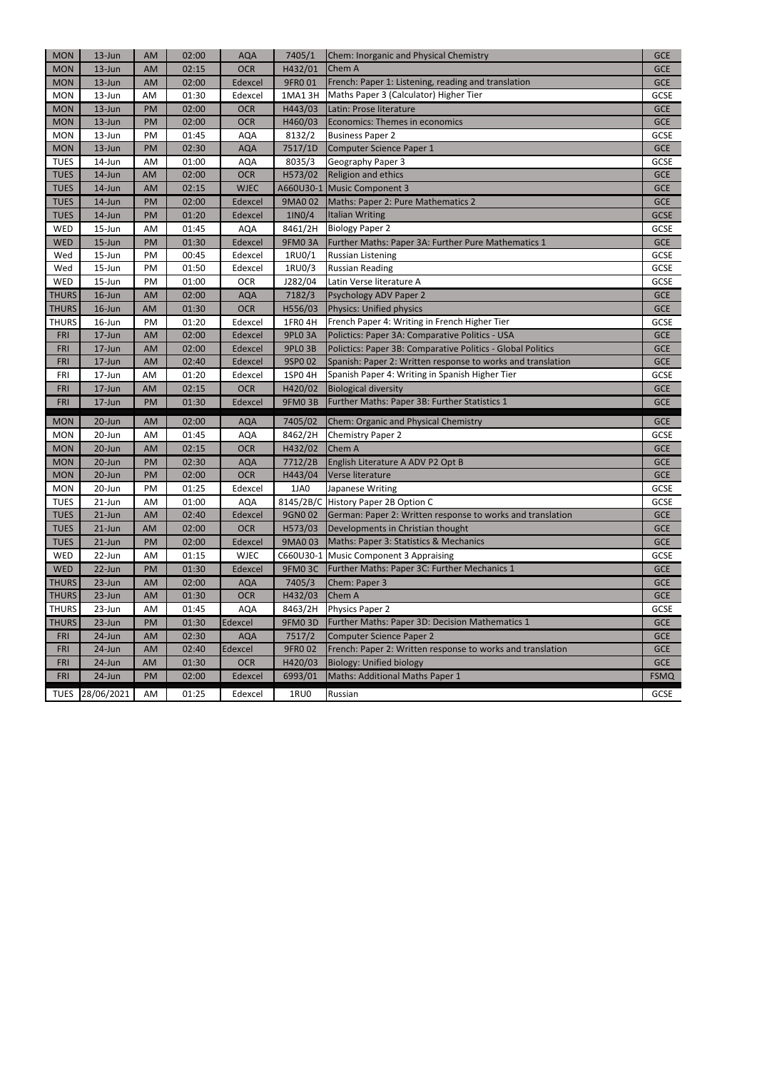| | | | | | | | |
|---|---|---|---|---|---|---|---|
| MON | 13-Jun | AM | 02:00 | AQA | 7405/1 | Chem: Inorganic and Physical Chemistry | GCE |
| MON | 13-Jun | AM | 02:15 | OCR | H432/01 | Chem A | GCE |
| MON | 13-Jun | AM | 02:00 | Edexcel | 9FR0 01 | French: Paper 1: Listening, reading and translation | GCE |
| MON | 13-Jun | AM | 01:30 | Edexcel | 1MA1 3H | Maths Paper 3 (Calculator) Higher Tier | GCSE |
| MON | 13-Jun | PM | 02:00 | OCR | H443/03 | Latin: Prose literature | GCE |
| MON | 13-Jun | PM | 02:00 | OCR | H460/03 | Economics: Themes in economics | GCE |
| MON | 13-Jun | PM | 01:45 | AQA | 8132/2 | Business Paper 2 | GCSE |
| MON | 13-Jun | PM | 02:30 | AQA | 7517/1D | Computer Science Paper 1 | GCE |
| TUES | 14-Jun | AM | 01:00 | AQA | 8035/3 | Geography Paper 3 | GCSE |
| TUES | 14-Jun | AM | 02:00 | OCR | H573/02 | Religion and ethics | GCE |
| TUES | 14-Jun | AM | 02:15 | WJEC | A660U30-1 | Music Component 3 | GCE |
| TUES | 14-Jun | PM | 02:00 | Edexcel | 9MA0 02 | Maths: Paper 2: Pure Mathematics 2 | GCE |
| TUES | 14-Jun | PM | 01:20 | Edexcel | 1IN0/4 | Italian Writing | GCSE |
| WED | 15-Jun | AM | 01:45 | AQA | 8461/2H | Biology Paper 2 | GCSE |
| WED | 15-Jun | PM | 01:30 | Edexcel | 9FM0 3A | Further Maths: Paper 3A: Further Pure Mathematics 1 | GCE |
| Wed | 15-Jun | PM | 00:45 | Edexcel | 1RU0/1 | Russian Listening | GCSE |
| Wed | 15-Jun | PM | 01:50 | Edexcel | 1RU0/3 | Russian Reading | GCSE |
| WED | 15-Jun | PM | 01:00 | OCR | J282/04 | Latin Verse literature A | GCSE |
| THURS | 16-Jun | AM | 02:00 | AQA | 7182/3 | Psychology ADV Paper 2 | GCE |
| THURS | 16-Jun | AM | 01:30 | OCR | H556/03 | Physics: Unified physics | GCE |
| THURS | 16-Jun | PM | 01:20 | Edexcel | 1FR0 4H | French Paper 4: Writing in French Higher Tier | GCSE |
| FRI | 17-Jun | AM | 02:00 | Edexcel | 9PL0 3A | Polictics: Paper 3A: Comparative Politics - USA | GCE |
| FRI | 17-Jun | AM | 02:00 | Edexcel | 9PL0 3B | Polictics: Paper 3B: Comparative Politics - Global Politics | GCE |
| FRI | 17-Jun | AM | 02:40 | Edexcel | 9SP0 02 | Spanish: Paper 2: Written response to works and translation | GCE |
| FRI | 17-Jun | AM | 01:20 | Edexcel | 1SP0 4H | Spanish Paper 4: Writing in Spanish Higher Tier | GCSE |
| FRI | 17-Jun | AM | 02:15 | OCR | H420/02 | Biological diversity | GCE |
| FRI | 17-Jun | PM | 01:30 | Edexcel | 9FM0 3B | Further Maths: Paper 3B: Further Statistics 1 | GCE |
| MON | 20-Jun | AM | 02:00 | AQA | 7405/02 | Chem: Organic and Physical Chemistry | GCE |
| MON | 20-Jun | AM | 01:45 | AQA | 8462/2H | Chemistry Paper 2 | GCSE |
| MON | 20-Jun | AM | 02:15 | OCR | H432/02 | Chem A | GCE |
| MON | 20-Jun | PM | 02:30 | AQA | 7712/2B | English Literature A ADV P2 Opt B | GCE |
| MON | 20-Jun | PM | 02:00 | OCR | H443/04 | Verse literature | GCE |
| MON | 20-Jun | PM | 01:25 | Edexcel | 1JA0 | Japanese Writing | GCSE |
| TUES | 21-Jun | AM | 01:00 | AQA | 8145/2B/C | History Paper 2B Option C | GCSE |
| TUES | 21-Jun | AM | 02:40 | Edexcel | 9GN0 02 | German: Paper 2: Written response to works and translation | GCE |
| TUES | 21-Jun | AM | 02:00 | OCR | H573/03 | Developments in Christian thought | GCE |
| TUES | 21-Jun | PM | 02:00 | Edexcel | 9MA0 03 | Maths: Paper 3: Statistics & Mechanics | GCE |
| WED | 22-Jun | AM | 01:15 | WJEC | C660U30-1 | Music Component 3 Appraising | GCSE |
| WED | 22-Jun | PM | 01:30 | Edexcel | 9FM0 3C | Further Maths: Paper 3C: Further Mechanics 1 | GCE |
| THURS | 23-Jun | AM | 02:00 | AQA | 7405/3 | Chem: Paper 3 | GCE |
| THURS | 23-Jun | AM | 01:30 | OCR | H432/03 | Chem A | GCE |
| THURS | 23-Jun | AM | 01:45 | AQA | 8463/2H | Physics Paper 2 | GCSE |
| THURS | 23-Jun | PM | 01:30 | Edexcel | 9FM0 3D | Further Maths: Paper 3D: Decision Mathematics 1 | GCE |
| FRI | 24-Jun | AM | 02:30 | AQA | 7517/2 | Computer Science Paper 2 | GCE |
| FRI | 24-Jun | AM | 02:40 | Edexcel | 9FR0 02 | French: Paper 2: Written response to works and translation | GCE |
| FRI | 24-Jun | AM | 01:30 | OCR | H420/03 | Biology: Unified biology | GCE |
| FRI | 24-Jun | PM | 02:00 | Edexcel | 6993/01 | Maths: Additional Maths Paper 1 | FSMQ |
| TUES | 28/06/2021 | AM | 01:25 | Edexcel | 1RU0 | Russian | GCSE |